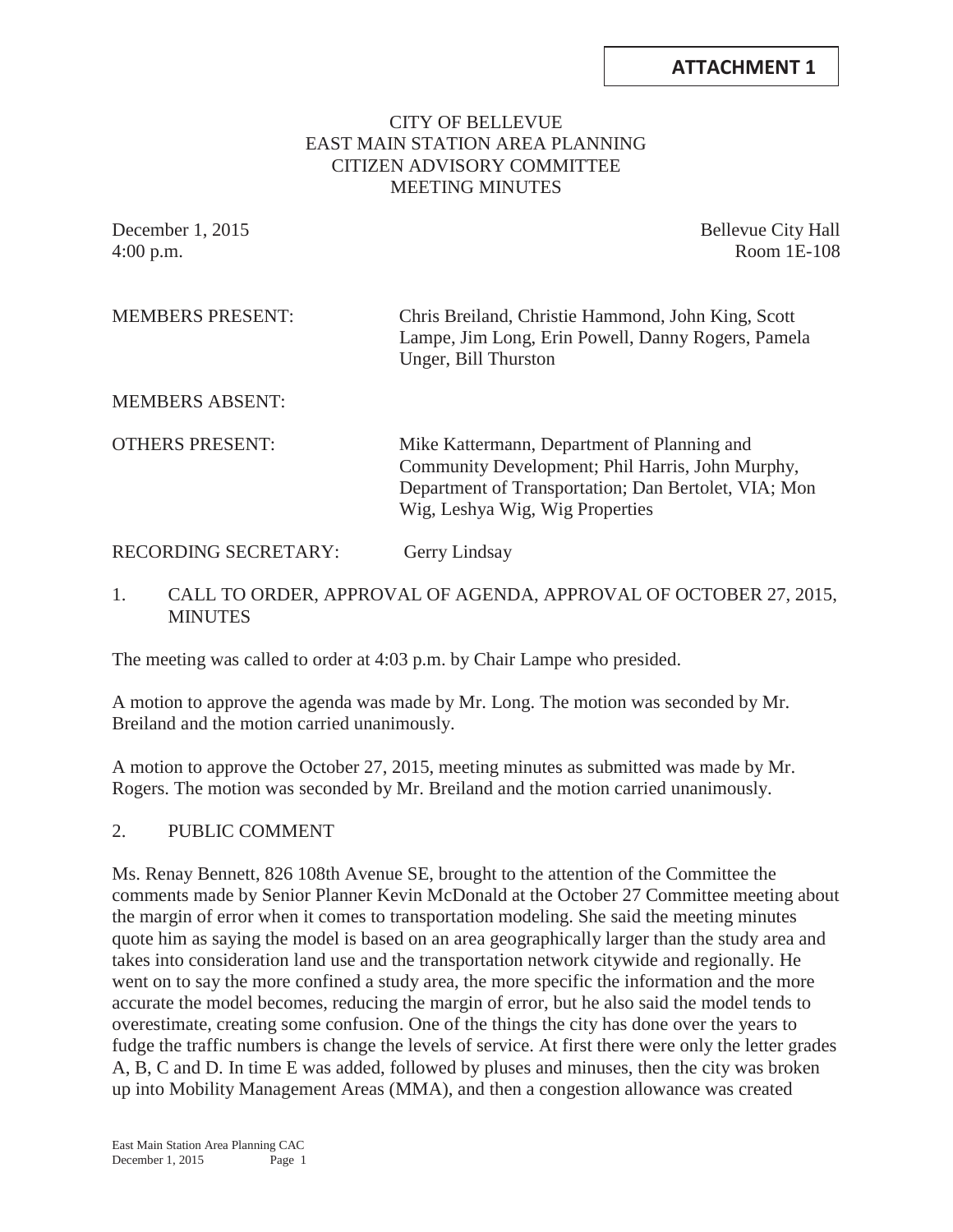**ATTACHMENT 1**

# CITY OF BELLEVUE
# EAST MAIN STATION AREA PLANNING
# CITIZEN ADVISORY COMMITTEE
# MEETING MINUTES

December 1, 2015
4:00 p.m.

Bellevue City Hall
Room 1E-108

MEMBERS PRESENT: Chris Breiland, Christie Hammond, John King, Scott Lampe, Jim Long, Erin Powell, Danny Rogers, Pamela Unger, Bill Thurston

MEMBERS ABSENT:

OTHERS PRESENT: Mike Kattermann, Department of Planning and Community Development; Phil Harris, John Murphy, Department of Transportation; Dan Bertolet, VIA; Mon Wig, Leshya Wig, Wig Properties

RECORDING SECRETARY: Gerry Lindsay

## 1. CALL TO ORDER, APPROVAL OF AGENDA, APPROVAL OF OCTOBER 27, 2015, MINUTES

The meeting was called to order at 4:03 p.m. by Chair Lampe who presided.

A motion to approve the agenda was made by Mr. Long. The motion was seconded by Mr. Breiland and the motion carried unanimously.

A motion to approve the October 27, 2015, meeting minutes as submitted was made by Mr. Rogers. The motion was seconded by Mr. Breiland and the motion carried unanimously.

## 2. PUBLIC COMMENT

Ms. Renay Bennett, 826 108th Avenue SE, brought to the attention of the Committee the comments made by Senior Planner Kevin McDonald at the October 27 Committee meeting about the margin of error when it comes to transportation modeling. She said the meeting minutes quote him as saying the model is based on an area geographically larger than the study area and takes into consideration land use and the transportation network citywide and regionally. He went on to say the more confined a study area, the more specific the information and the more accurate the model becomes, reducing the margin of error, but he also said the model tends to overestimate, creating some confusion. One of the things the city has done over the years to fudge the traffic numbers is change the levels of service. At first there were only the letter grades A, B, C and D. In time E was added, followed by pluses and minuses, then the city was broken up into Mobility Management Areas (MMA), and then a congestion allowance was created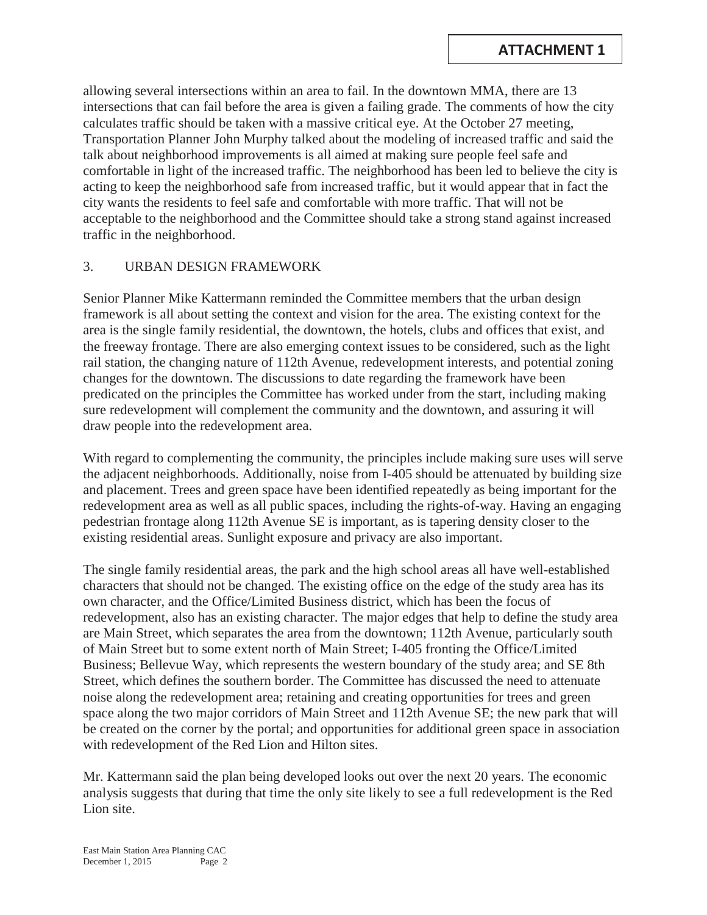**ATTACHMENT 1**

allowing several intersections within an area to fail. In the downtown MMA, there are 13 intersections that can fail before the area is given a failing grade. The comments of how the city calculates traffic should be taken with a massive critical eye. At the October 27 meeting, Transportation Planner John Murphy talked about the modeling of increased traffic and said the talk about neighborhood improvements is all aimed at making sure people feel safe and comfortable in light of the increased traffic. The neighborhood has been led to believe the city is acting to keep the neighborhood safe from increased traffic, but it would appear that in fact the city wants the residents to feel safe and comfortable with more traffic. That will not be acceptable to the neighborhood and the Committee should take a strong stand against increased traffic in the neighborhood.

3. URBAN DESIGN FRAMEWORK

Senior Planner Mike Kattermann reminded the Committee members that the urban design framework is all about setting the context and vision for the area. The existing context for the area is the single family residential, the downtown, the hotels, clubs and offices that exist, and the freeway frontage. There are also emerging context issues to be considered, such as the light rail station, the changing nature of 112th Avenue, redevelopment interests, and potential zoning changes for the downtown. The discussions to date regarding the framework have been predicated on the principles the Committee has worked under from the start, including making sure redevelopment will complement the community and the downtown, and assuring it will draw people into the redevelopment area.

With regard to complementing the community, the principles include making sure uses will serve the adjacent neighborhoods. Additionally, noise from I-405 should be attenuated by building size and placement. Trees and green space have been identified repeatedly as being important for the redevelopment area as well as all public spaces, including the rights-of-way. Having an engaging pedestrian frontage along 112th Avenue SE is important, as is tapering density closer to the existing residential areas. Sunlight exposure and privacy are also important.

The single family residential areas, the park and the high school areas all have well-established characters that should not be changed. The existing office on the edge of the study area has its own character, and the Office/Limited Business district, which has been the focus of redevelopment, also has an existing character. The major edges that help to define the study area are Main Street, which separates the area from the downtown; 112th Avenue, particularly south of Main Street but to some extent north of Main Street; I-405 fronting the Office/Limited Business; Bellevue Way, which represents the western boundary of the study area; and SE 8th Street, which defines the southern border. The Committee has discussed the need to attenuate noise along the redevelopment area; retaining and creating opportunities for trees and green space along the two major corridors of Main Street and 112th Avenue SE; the new park that will be created on the corner by the portal; and opportunities for additional green space in association with redevelopment of the Red Lion and Hilton sites.

Mr. Kattermann said the plan being developed looks out over the next 20 years. The economic analysis suggests that during that time the only site likely to see a full redevelopment is the Red Lion site.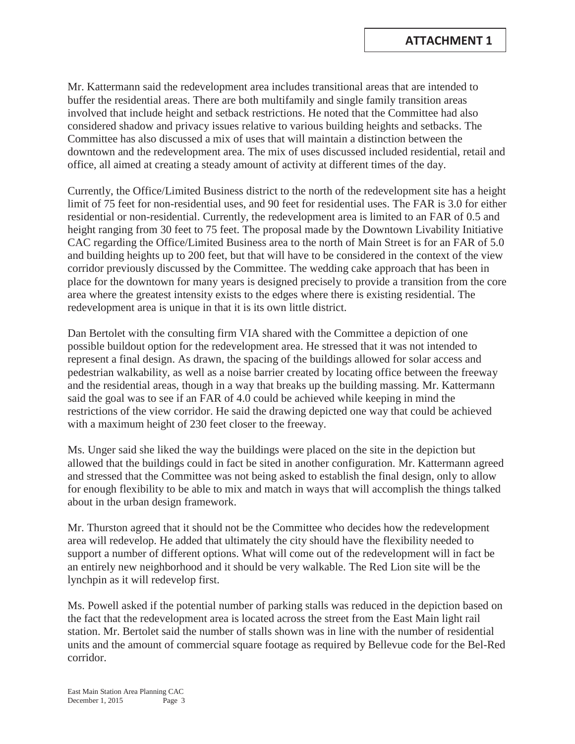**ATTACHMENT 1**

Mr. Kattermann said the redevelopment area includes transitional areas that are intended to buffer the residential areas. There are both multifamily and single family transition areas involved that include height and setback restrictions. He noted that the Committee had also considered shadow and privacy issues relative to various building heights and setbacks. The Committee has also discussed a mix of uses that will maintain a distinction between the downtown and the redevelopment area. The mix of uses discussed included residential, retail and office, all aimed at creating a steady amount of activity at different times of the day.

Currently, the Office/Limited Business district to the north of the redevelopment site has a height limit of 75 feet for non-residential uses, and 90 feet for residential uses. The FAR is 3.0 for either residential or non-residential. Currently, the redevelopment area is limited to an FAR of 0.5 and height ranging from 30 feet to 75 feet. The proposal made by the Downtown Livability Initiative CAC regarding the Office/Limited Business area to the north of Main Street is for an FAR of 5.0 and building heights up to 200 feet, but that will have to be considered in the context of the view corridor previously discussed by the Committee. The wedding cake approach that has been in place for the downtown for many years is designed precisely to provide a transition from the core area where the greatest intensity exists to the edges where there is existing residential. The redevelopment area is unique in that it is its own little district.

Dan Bertolet with the consulting firm VIA shared with the Committee a depiction of one possible buildout option for the redevelopment area. He stressed that it was not intended to represent a final design. As drawn, the spacing of the buildings allowed for solar access and pedestrian walkability, as well as a noise barrier created by locating office between the freeway and the residential areas, though in a way that breaks up the building massing. Mr. Kattermann said the goal was to see if an FAR of 4.0 could be achieved while keeping in mind the restrictions of the view corridor. He said the drawing depicted one way that could be achieved with a maximum height of 230 feet closer to the freeway.

Ms. Unger said she liked the way the buildings were placed on the site in the depiction but allowed that the buildings could in fact be sited in another configuration. Mr. Kattermann agreed and stressed that the Committee was not being asked to establish the final design, only to allow for enough flexibility to be able to mix and match in ways that will accomplish the things talked about in the urban design framework.

Mr. Thurston agreed that it should not be the Committee who decides how the redevelopment area will redevelop. He added that ultimately the city should have the flexibility needed to support a number of different options. What will come out of the redevelopment will in fact be an entirely new neighborhood and it should be very walkable. The Red Lion site will be the lynchpin as it will redevelop first.

Ms. Powell asked if the potential number of parking stalls was reduced in the depiction based on the fact that the redevelopment area is located across the street from the East Main light rail station. Mr. Bertolet said the number of stalls shown was in line with the number of residential units and the amount of commercial square footage as required by Bellevue code for the Bel-Red corridor.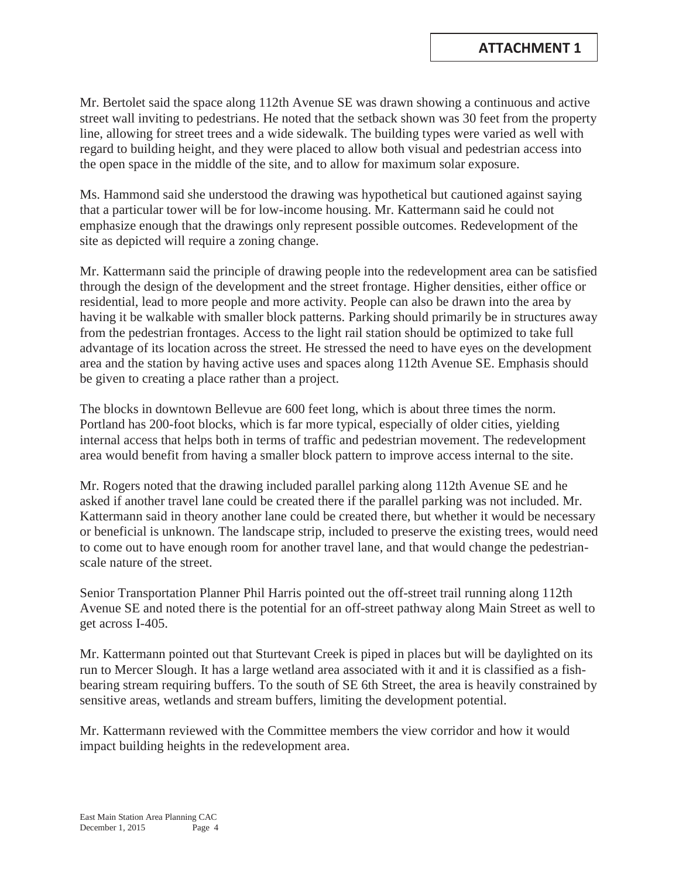**ATTACHMENT 1**

Mr. Bertolet said the space along 112th Avenue SE was drawn showing a continuous and active street wall inviting to pedestrians. He noted that the setback shown was 30 feet from the property line, allowing for street trees and a wide sidewalk. The building types were varied as well with regard to building height, and they were placed to allow both visual and pedestrian access into the open space in the middle of the site, and to allow for maximum solar exposure.

Ms. Hammond said she understood the drawing was hypothetical but cautioned against saying that a particular tower will be for low-income housing. Mr. Kattermann said he could not emphasize enough that the drawings only represent possible outcomes. Redevelopment of the site as depicted will require a zoning change.

Mr. Kattermann said the principle of drawing people into the redevelopment area can be satisfied through the design of the development and the street frontage. Higher densities, either office or residential, lead to more people and more activity. People can also be drawn into the area by having it be walkable with smaller block patterns. Parking should primarily be in structures away from the pedestrian frontages. Access to the light rail station should be optimized to take full advantage of its location across the street. He stressed the need to have eyes on the development area and the station by having active uses and spaces along 112th Avenue SE. Emphasis should be given to creating a place rather than a project.

The blocks in downtown Bellevue are 600 feet long, which is about three times the norm. Portland has 200-foot blocks, which is far more typical, especially of older cities, yielding internal access that helps both in terms of traffic and pedestrian movement. The redevelopment area would benefit from having a smaller block pattern to improve access internal to the site.

Mr. Rogers noted that the drawing included parallel parking along 112th Avenue SE and he asked if another travel lane could be created there if the parallel parking was not included. Mr. Kattermann said in theory another lane could be created there, but whether it would be necessary or beneficial is unknown. The landscape strip, included to preserve the existing trees, would need to come out to have enough room for another travel lane, and that would change the pedestrian-scale nature of the street.

Senior Transportation Planner Phil Harris pointed out the off-street trail running along 112th Avenue SE and noted there is the potential for an off-street pathway along Main Street as well to get across I-405.

Mr. Kattermann pointed out that Sturtevant Creek is piped in places but will be daylighted on its run to Mercer Slough. It has a large wetland area associated with it and it is classified as a fish-bearing stream requiring buffers. To the south of SE 6th Street, the area is heavily constrained by sensitive areas, wetlands and stream buffers, limiting the development potential.

Mr. Kattermann reviewed with the Committee members the view corridor and how it would impact building heights in the redevelopment area.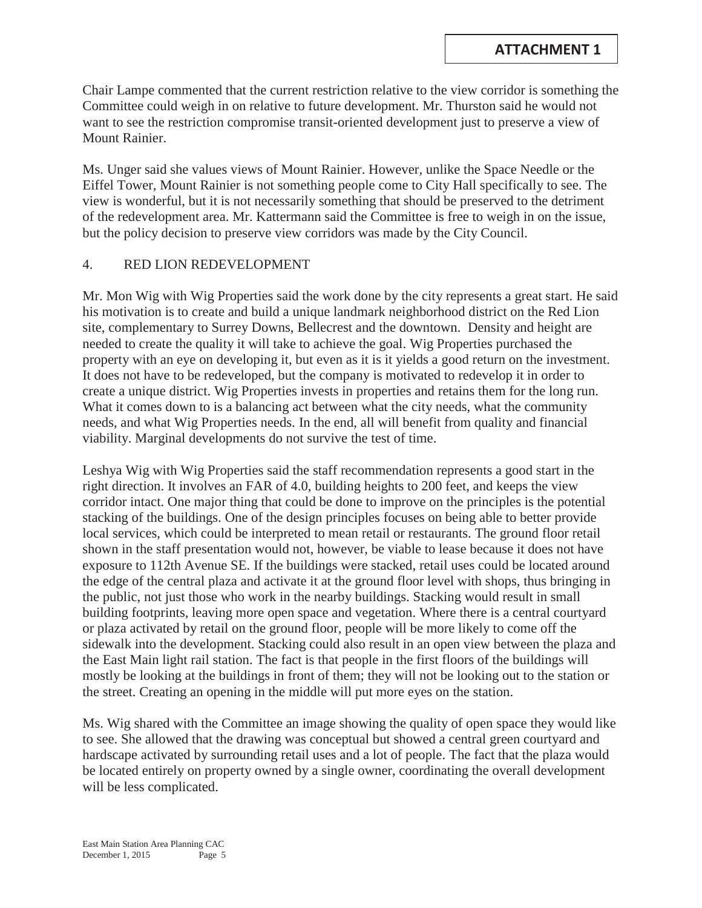Chair Lampe commented that the current restriction relative to the view corridor is something the Committee could weigh in on relative to future development. Mr. Thurston said he would not want to see the restriction compromise transit-oriented development just to preserve a view of Mount Rainier.

Ms. Unger said she values views of Mount Rainier. However, unlike the Space Needle or the Eiffel Tower, Mount Rainier is not something people come to City Hall specifically to see. The view is wonderful, but it is not necessarily something that should be preserved to the detriment of the redevelopment area. Mr. Kattermann said the Committee is free to weigh in on the issue, but the policy decision to preserve view corridors was made by the City Council.

## 4. RED LION REDEVELOPMENT

Mr. Mon Wig with Wig Properties said the work done by the city represents a great start. He said his motivation is to create and build a unique landmark neighborhood district on the Red Lion site, complementary to Surrey Downs, Bellecrest and the downtown. Density and height are needed to create the quality it will take to achieve the goal. Wig Properties purchased the property with an eye on developing it, but even as it is it yields a good return on the investment. It does not have to be redeveloped, but the company is motivated to redevelop it in order to create a unique district. Wig Properties invests in properties and retains them for the long run. What it comes down to is a balancing act between what the city needs, what the community needs, and what Wig Properties needs. In the end, all will benefit from quality and financial viability. Marginal developments do not survive the test of time.

Leshya Wig with Wig Properties said the staff recommendation represents a good start in the right direction. It involves an FAR of 4.0, building heights to 200 feet, and keeps the view corridor intact. One major thing that could be done to improve on the principles is the potential stacking of the buildings. One of the design principles focuses on being able to better provide local services, which could be interpreted to mean retail or restaurants. The ground floor retail shown in the staff presentation would not, however, be viable to lease because it does not have exposure to 112th Avenue SE. If the buildings were stacked, retail uses could be located around the edge of the central plaza and activate it at the ground floor level with shops, thus bringing in the public, not just those who work in the nearby buildings. Stacking would result in small building footprints, leaving more open space and vegetation. Where there is a central courtyard or plaza activated by retail on the ground floor, people will be more likely to come off the sidewalk into the development. Stacking could also result in an open view between the plaza and the East Main light rail station. The fact is that people in the first floors of the buildings will mostly be looking at the buildings in front of them; they will not be looking out to the station or the street. Creating an opening in the middle will put more eyes on the station.

Ms. Wig shared with the Committee an image showing the quality of open space they would like to see. She allowed that the drawing was conceptual but showed a central green courtyard and hardscape activated by surrounding retail uses and a lot of people. The fact that the plaza would be located entirely on property owned by a single owner, coordinating the overall development will be less complicated.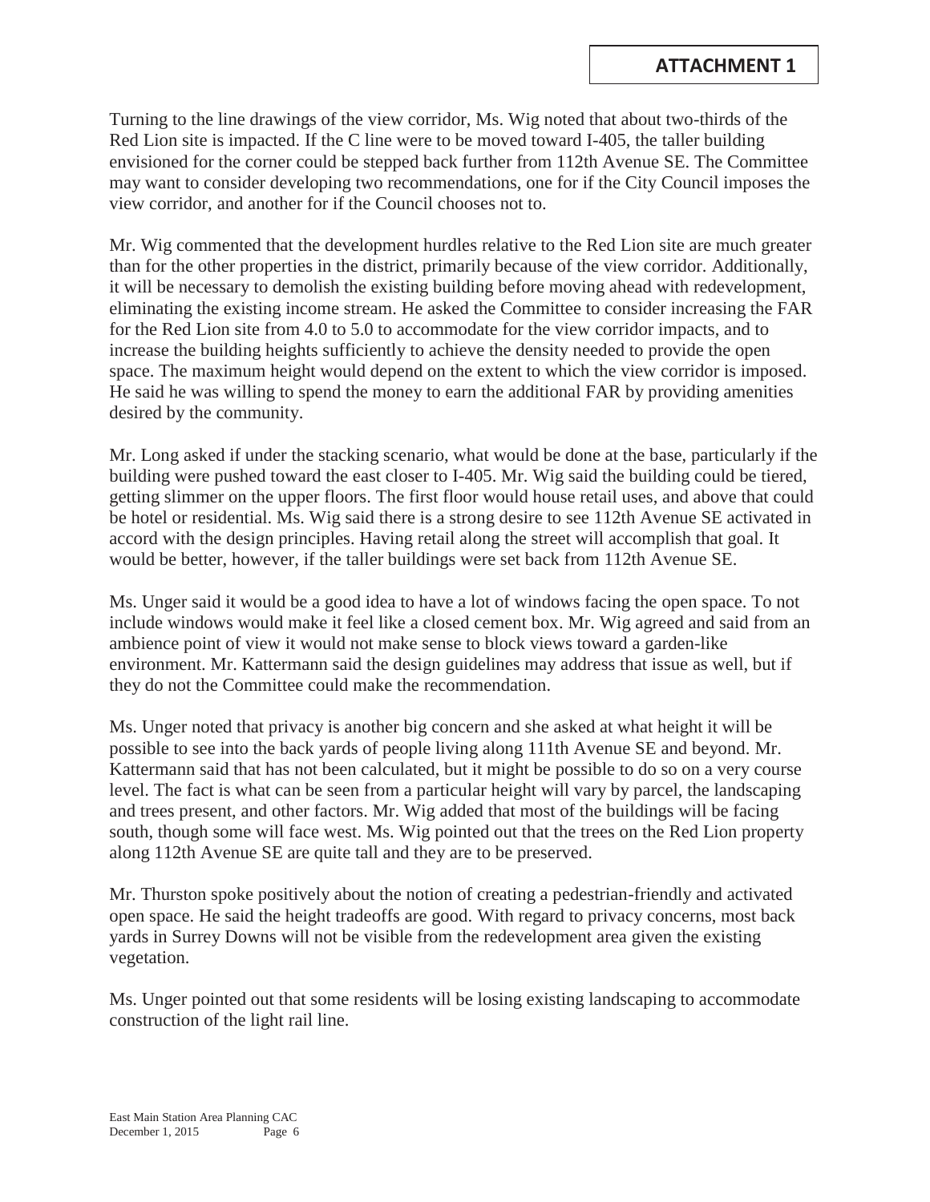**ATTACHMENT 1**

Turning to the line drawings of the view corridor, Ms. Wig noted that about two-thirds of the Red Lion site is impacted. If the C line were to be moved toward I-405, the taller building envisioned for the corner could be stepped back further from 112th Avenue SE. The Committee may want to consider developing two recommendations, one for if the City Council imposes the view corridor, and another for if the Council chooses not to.

Mr. Wig commented that the development hurdles relative to the Red Lion site are much greater than for the other properties in the district, primarily because of the view corridor. Additionally, it will be necessary to demolish the existing building before moving ahead with redevelopment, eliminating the existing income stream. He asked the Committee to consider increasing the FAR for the Red Lion site from 4.0 to 5.0 to accommodate for the view corridor impacts, and to increase the building heights sufficiently to achieve the density needed to provide the open space. The maximum height would depend on the extent to which the view corridor is imposed. He said he was willing to spend the money to earn the additional FAR by providing amenities desired by the community.

Mr. Long asked if under the stacking scenario, what would be done at the base, particularly if the building were pushed toward the east closer to I-405. Mr. Wig said the building could be tiered, getting slimmer on the upper floors. The first floor would house retail uses, and above that could be hotel or residential. Ms. Wig said there is a strong desire to see 112th Avenue SE activated in accord with the design principles. Having retail along the street will accomplish that goal. It would be better, however, if the taller buildings were set back from 112th Avenue SE.

Ms. Unger said it would be a good idea to have a lot of windows facing the open space. To not include windows would make it feel like a closed cement box. Mr. Wig agreed and said from an ambience point of view it would not make sense to block views toward a garden-like environment. Mr. Kattermann said the design guidelines may address that issue as well, but if they do not the Committee could make the recommendation.

Ms. Unger noted that privacy is another big concern and she asked at what height it will be possible to see into the back yards of people living along 111th Avenue SE and beyond. Mr. Kattermann said that has not been calculated, but it might be possible to do so on a very course level. The fact is what can be seen from a particular height will vary by parcel, the landscaping and trees present, and other factors. Mr. Wig added that most of the buildings will be facing south, though some will face west. Ms. Wig pointed out that the trees on the Red Lion property along 112th Avenue SE are quite tall and they are to be preserved.

Mr. Thurston spoke positively about the notion of creating a pedestrian-friendly and activated open space. He said the height tradeoffs are good. With regard to privacy concerns, most back yards in Surrey Downs will not be visible from the redevelopment area given the existing vegetation.

Ms. Unger pointed out that some residents will be losing existing landscaping to accommodate construction of the light rail line.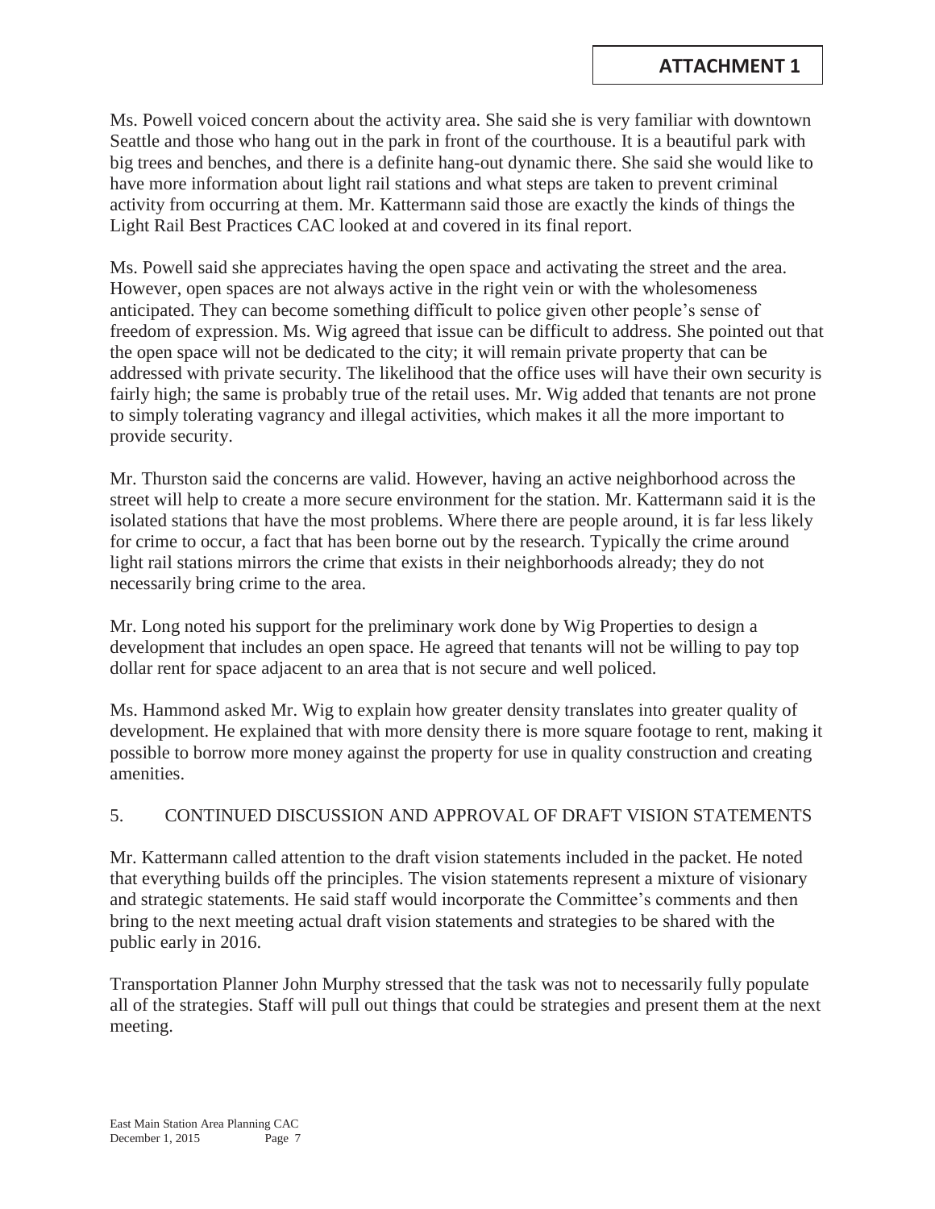**ATTACHMENT 1**

Ms. Powell voiced concern about the activity area. She said she is very familiar with downtown Seattle and those who hang out in the park in front of the courthouse. It is a beautiful park with big trees and benches, and there is a definite hang-out dynamic there. She said she would like to have more information about light rail stations and what steps are taken to prevent criminal activity from occurring at them. Mr. Kattermann said those are exactly the kinds of things the Light Rail Best Practices CAC looked at and covered in its final report.

Ms. Powell said she appreciates having the open space and activating the street and the area. However, open spaces are not always active in the right vein or with the wholesomeness anticipated. They can become something difficult to police given other people's sense of freedom of expression. Ms. Wig agreed that issue can be difficult to address. She pointed out that the open space will not be dedicated to the city; it will remain private property that can be addressed with private security. The likelihood that the office uses will have their own security is fairly high; the same is probably true of the retail uses. Mr. Wig added that tenants are not prone to simply tolerating vagrancy and illegal activities, which makes it all the more important to provide security.

Mr. Thurston said the concerns are valid. However, having an active neighborhood across the street will help to create a more secure environment for the station. Mr. Kattermann said it is the isolated stations that have the most problems. Where there are people around, it is far less likely for crime to occur, a fact that has been borne out by the research. Typically the crime around light rail stations mirrors the crime that exists in their neighborhoods already; they do not necessarily bring crime to the area.

Mr. Long noted his support for the preliminary work done by Wig Properties to design a development that includes an open space. He agreed that tenants will not be willing to pay top dollar rent for space adjacent to an area that is not secure and well policed.

Ms. Hammond asked Mr. Wig to explain how greater density translates into greater quality of development. He explained that with more density there is more square footage to rent, making it possible to borrow more money against the property for use in quality construction and creating amenities.

## 5. CONTINUED DISCUSSION AND APPROVAL OF DRAFT VISION STATEMENTS

Mr. Kattermann called attention to the draft vision statements included in the packet. He noted that everything builds off the principles. The vision statements represent a mixture of visionary and strategic statements. He said staff would incorporate the Committee's comments and then bring to the next meeting actual draft vision statements and strategies to be shared with the public early in 2016.

Transportation Planner John Murphy stressed that the task was not to necessarily fully populate all of the strategies. Staff will pull out things that could be strategies and present them at the next meeting.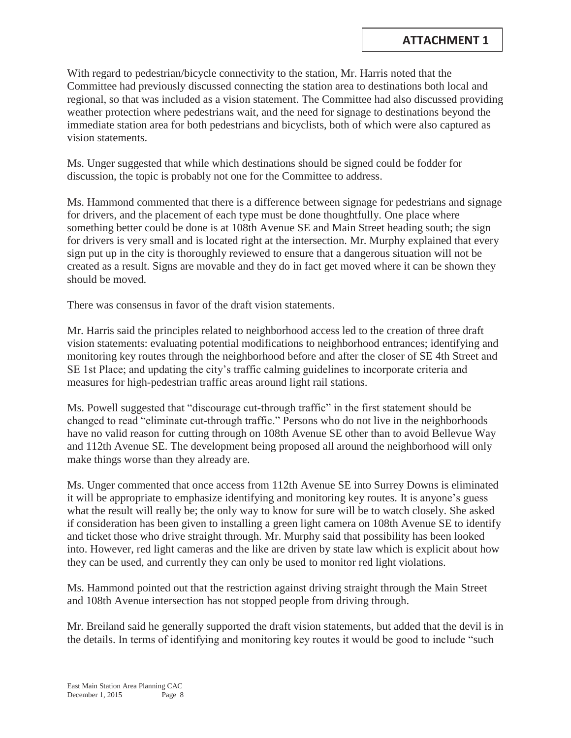**ATTACHMENT 1**

With regard to pedestrian/bicycle connectivity to the station, Mr. Harris noted that the Committee had previously discussed connecting the station area to destinations both local and regional, so that was included as a vision statement. The Committee had also discussed providing weather protection where pedestrians wait, and the need for signage to destinations beyond the immediate station area for both pedestrians and bicyclists, both of which were also captured as vision statements.

Ms. Unger suggested that while which destinations should be signed could be fodder for discussion, the topic is probably not one for the Committee to address.

Ms. Hammond commented that there is a difference between signage for pedestrians and signage for drivers, and the placement of each type must be done thoughtfully. One place where something better could be done is at 108th Avenue SE and Main Street heading south; the sign for drivers is very small and is located right at the intersection. Mr. Murphy explained that every sign put up in the city is thoroughly reviewed to ensure that a dangerous situation will not be created as a result. Signs are movable and they do in fact get moved where it can be shown they should be moved.

There was consensus in favor of the draft vision statements.

Mr. Harris said the principles related to neighborhood access led to the creation of three draft vision statements: evaluating potential modifications to neighborhood entrances; identifying and monitoring key routes through the neighborhood before and after the closer of SE 4th Street and SE 1st Place; and updating the city's traffic calming guidelines to incorporate criteria and measures for high-pedestrian traffic areas around light rail stations.

Ms. Powell suggested that "discourage cut-through traffic" in the first statement should be changed to read "eliminate cut-through traffic." Persons who do not live in the neighborhoods have no valid reason for cutting through on 108th Avenue SE other than to avoid Bellevue Way and 112th Avenue SE. The development being proposed all around the neighborhood will only make things worse than they already are.

Ms. Unger commented that once access from 112th Avenue SE into Surrey Downs is eliminated it will be appropriate to emphasize identifying and monitoring key routes. It is anyone's guess what the result will really be; the only way to know for sure will be to watch closely. She asked if consideration has been given to installing a green light camera on 108th Avenue SE to identify and ticket those who drive straight through. Mr. Murphy said that possibility has been looked into. However, red light cameras and the like are driven by state law which is explicit about how they can be used, and currently they can only be used to monitor red light violations.

Ms. Hammond pointed out that the restriction against driving straight through the Main Street and 108th Avenue intersection has not stopped people from driving through.

Mr. Breiland said he generally supported the draft vision statements, but added that the devil is in the details. In terms of identifying and monitoring key routes it would be good to include "such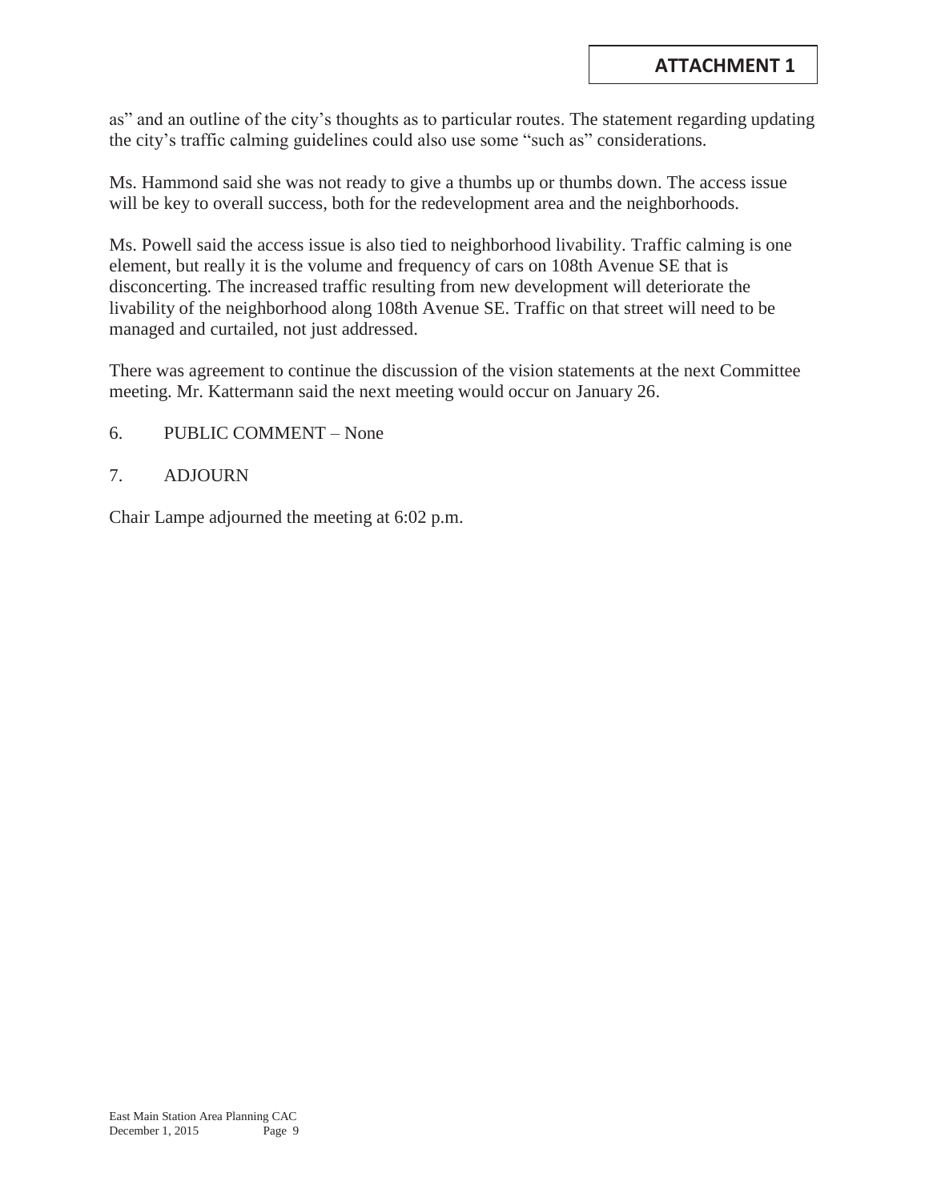**ATTACHMENT 1**

as" and an outline of the city's thoughts as to particular routes. The statement regarding updating the city's traffic calming guidelines could also use some "such as" considerations.

Ms. Hammond said she was not ready to give a thumbs up or thumbs down. The access issue will be key to overall success, both for the redevelopment area and the neighborhoods.

Ms. Powell said the access issue is also tied to neighborhood livability. Traffic calming is one element, but really it is the volume and frequency of cars on 108th Avenue SE that is disconcerting. The increased traffic resulting from new development will deteriorate the livability of the neighborhood along 108th Avenue SE. Traffic on that street will need to be managed and curtailed, not just addressed.

There was agreement to continue the discussion of the vision statements at the next Committee meeting. Mr. Kattermann said the next meeting would occur on January 26.

6. PUBLIC COMMENT – None

7. ADJOURN

Chair Lampe adjourned the meeting at 6:02 p.m.